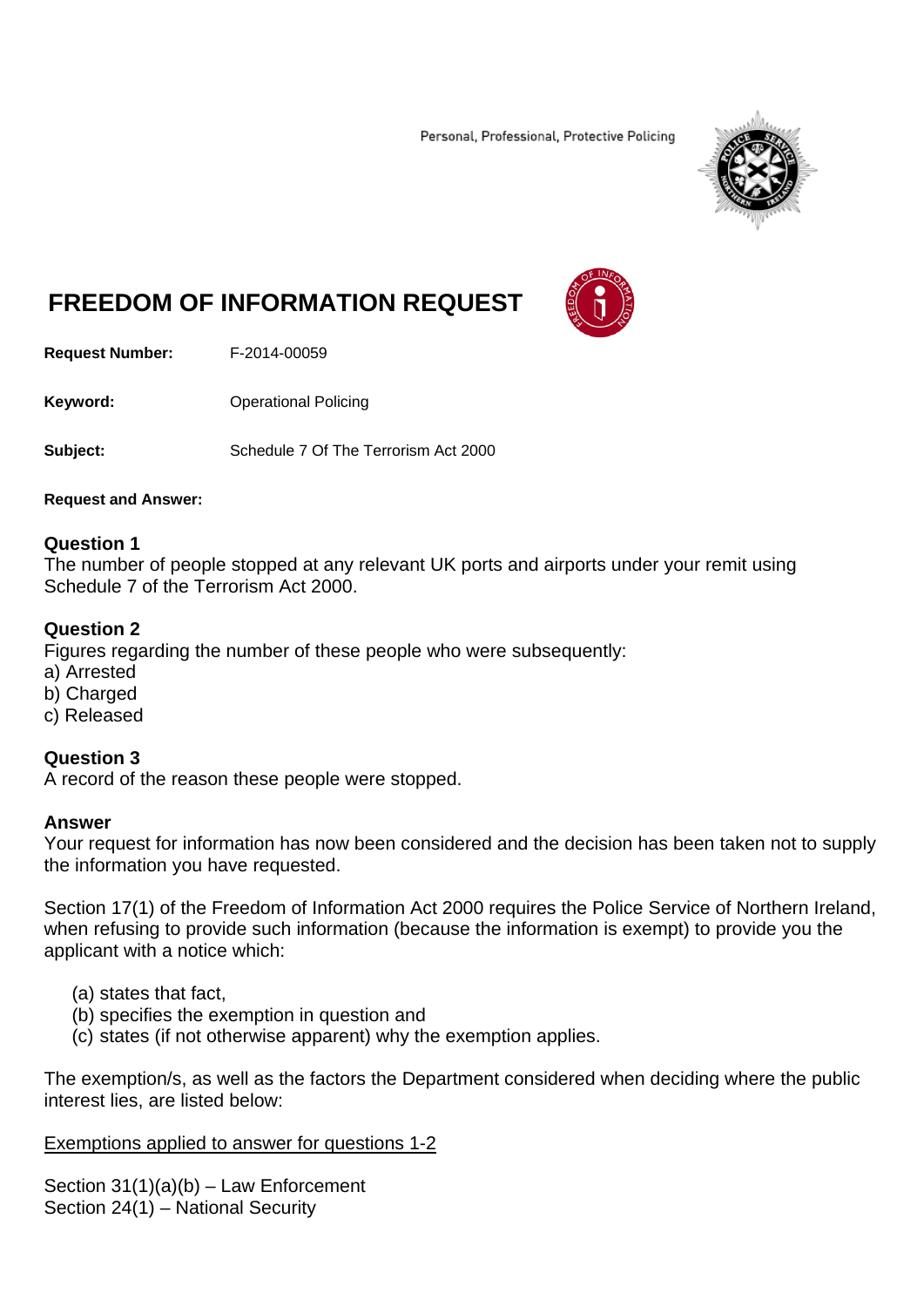Personal, Professional, Protective Policing

# FREEDOM OF INFORMATION REQUEST

**Request Number:** F-2014-00059

**Keyword:** Operational Policing

**Subject:** Schedule 7 Of The Terrorism Act 2000

**Request and Answer:**

**Question 1**
The number of people stopped at any relevant UK ports and airports under your remit using Schedule 7 of the Terrorism Act 2000.

**Question 2**
Figures regarding the number of these people who were subsequently:
a) Arrested
b) Charged
c) Released

**Question 3**
A record of the reason these people were stopped.

**Answer**
Your request for information has now been considered and the decision has been taken not to supply the information you have requested.

Section 17(1) of the Freedom of Information Act 2000 requires the Police Service of Northern Ireland, when refusing to provide such information (because the information is exempt) to provide you the applicant with a notice which:

(a) states that fact,
(b) specifies the exemption in question and
(c) states (if not otherwise apparent) why the exemption applies.

The exemption/s, as well as the factors the Department considered when deciding where the public interest lies, are listed below:

<u>Exemptions applied to answer for questions 1-2</u>

Section 31(1)(a)(b) – Law Enforcement
Section 24(1) – National Security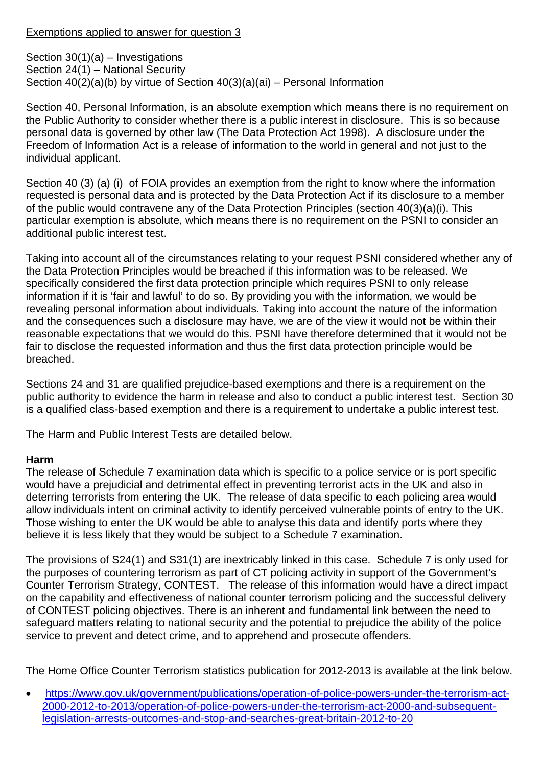Exemptions applied to answer for question 3

Section 30(1)(a) – Investigations
Section 24(1) – National Security
Section 40(2)(a)(b) by virtue of Section 40(3)(a)(ai) – Personal Information

Section 40, Personal Information, is an absolute exemption which means there is no requirement on the Public Authority to consider whether there is a public interest in disclosure. This is so because personal data is governed by other law (The Data Protection Act 1998). A disclosure under the Freedom of Information Act is a release of information to the world in general and not just to the individual applicant.

Section 40 (3) (a) (i) of FOIA provides an exemption from the right to know where the information requested is personal data and is protected by the Data Protection Act if its disclosure to a member of the public would contravene any of the Data Protection Principles (section 40(3)(a)(i). This particular exemption is absolute, which means there is no requirement on the PSNI to consider an additional public interest test.

Taking into account all of the circumstances relating to your request PSNI considered whether any of the Data Protection Principles would be breached if this information was to be released. We specifically considered the first data protection principle which requires PSNI to only release information if it is 'fair and lawful' to do so. By providing you with the information, we would be revealing personal information about individuals. Taking into account the nature of the information and the consequences such a disclosure may have, we are of the view it would not be within their reasonable expectations that we would do this. PSNI have therefore determined that it would not be fair to disclose the requested information and thus the first data protection principle would be breached.

Sections 24 and 31 are qualified prejudice-based exemptions and there is a requirement on the public authority to evidence the harm in release and also to conduct a public interest test. Section 30 is a qualified class-based exemption and there is a requirement to undertake a public interest test.

The Harm and Public Interest Tests are detailed below.

**Harm**

The release of Schedule 7 examination data which is specific to a police service or is port specific would have a prejudicial and detrimental effect in preventing terrorist acts in the UK and also in deterring terrorists from entering the UK. The release of data specific to each policing area would allow individuals intent on criminal activity to identify perceived vulnerable points of entry to the UK. Those wishing to enter the UK would be able to analyse this data and identify ports where they believe it is less likely that they would be subject to a Schedule 7 examination.

The provisions of S24(1) and S31(1) are inextricably linked in this case. Schedule 7 is only used for the purposes of countering terrorism as part of CT policing activity in support of the Government's Counter Terrorism Strategy, CONTEST. The release of this information would have a direct impact on the capability and effectiveness of national counter terrorism policing and the successful delivery of CONTEST policing objectives. There is an inherent and fundamental link between the need to safeguard matters relating to national security and the potential to prejudice the ability of the police service to prevent and detect crime, and to apprehend and prosecute offenders.

The Home Office Counter Terrorism statistics publication for 2012-2013 is available at the link below.

- https://www.gov.uk/government/publications/operation-of-police-powers-under-the-terrorism-act-2000-2012-to-2013/operation-of-police-powers-under-the-terrorism-act-2000-and-subsequent-legislation-arrests-outcomes-and-stop-and-searches-great-britain-2012-to-20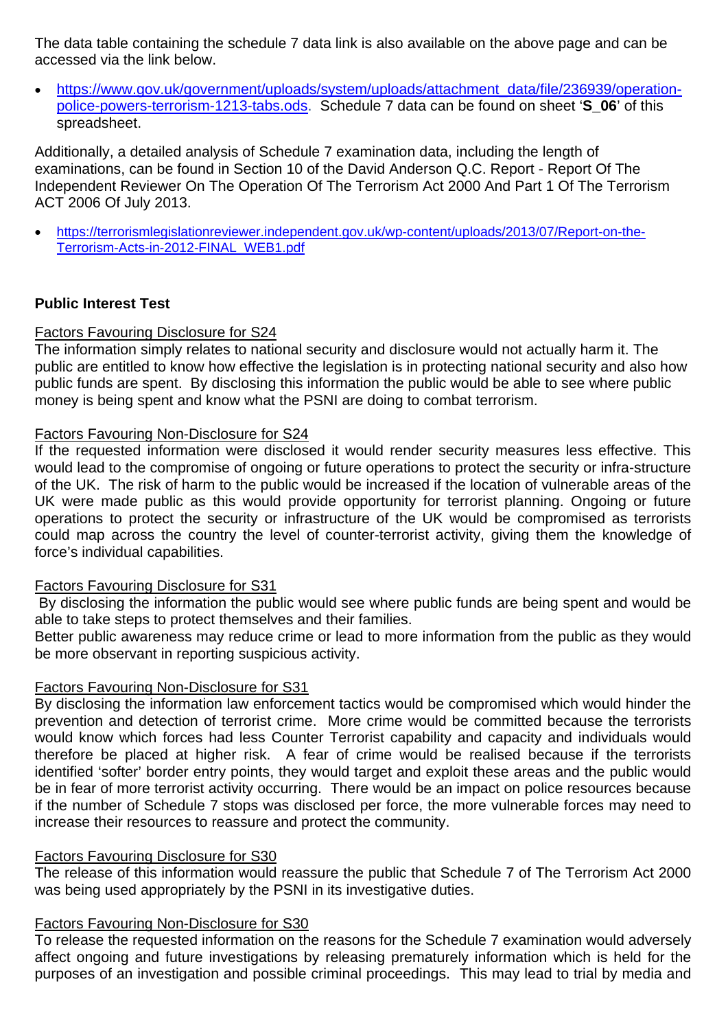The data table containing the schedule 7 data link is also available on the above page and can be accessed via the link below.

- [https://www.gov.uk/government/uploads/system/uploads/attachment_data/file/236939/operation-police-powers-terrorism-1213-tabs.ods](https://www.gov.uk/government/uploads/system/uploads/attachment_data/file/236939/operation-police-powers-terrorism-1213-tabs.ods). Schedule 7 data can be found on sheet '**S_06**' of this spreadsheet.

Additionally, a detailed analysis of Schedule 7 examination data, including the length of examinations, can be found in Section 10 of the David Anderson Q.C. Report - Report Of The Independent Reviewer On The Operation Of The Terrorism Act 2000 And Part 1 Of The Terrorism ACT 2006 Of July 2013.

- [https://terrorismlegislationreviewer.independent.gov.uk/wp-content/uploads/2013/07/Report-on-the-Terrorism-Acts-in-2012-FINAL_WEB1.pdf](https://terrorismlegislationreviewer.independent.gov.uk/wp-content/uploads/2013/07/Report-on-the-Terrorism-Acts-in-2012-FINAL_WEB1.pdf)

**Public Interest Test**

Factors Favouring Disclosure for S24

The information simply relates to national security and disclosure would not actually harm it. The public are entitled to know how effective the legislation is in protecting national security and also how public funds are spent. By disclosing this information the public would be able to see where public money is being spent and know what the PSNI are doing to combat terrorism.

Factors Favouring Non-Disclosure for S24

If the requested information were disclosed it would render security measures less effective. This would lead to the compromise of ongoing or future operations to protect the security or infra-structure of the UK. The risk of harm to the public would be increased if the location of vulnerable areas of the UK were made public as this would provide opportunity for terrorist planning. Ongoing or future operations to protect the security or infrastructure of the UK would be compromised as terrorists could map across the country the level of counter-terrorist activity, giving them the knowledge of force's individual capabilities.

Factors Favouring Disclosure for S31

By disclosing the information the public would see where public funds are being spent and would be able to take steps to protect themselves and their families.

Better public awareness may reduce crime or lead to more information from the public as they would be more observant in reporting suspicious activity.

Factors Favouring Non-Disclosure for S31

By disclosing the information law enforcement tactics would be compromised which would hinder the prevention and detection of terrorist crime. More crime would be committed because the terrorists would know which forces had less Counter Terrorist capability and capacity and individuals would therefore be placed at higher risk. A fear of crime would be realised because if the terrorists identified 'softer' border entry points, they would target and exploit these areas and the public would be in fear of more terrorist activity occurring. There would be an impact on police resources because if the number of Schedule 7 stops was disclosed per force, the more vulnerable forces may need to increase their resources to reassure and protect the community.

Factors Favouring Disclosure for S30

The release of this information would reassure the public that Schedule 7 of The Terrorism Act 2000 was being used appropriately by the PSNI in its investigative duties.

Factors Favouring Non-Disclosure for S30

To release the requested information on the reasons for the Schedule 7 examination would adversely affect ongoing and future investigations by releasing prematurely information which is held for the purposes of an investigation and possible criminal proceedings. This may lead to trial by media and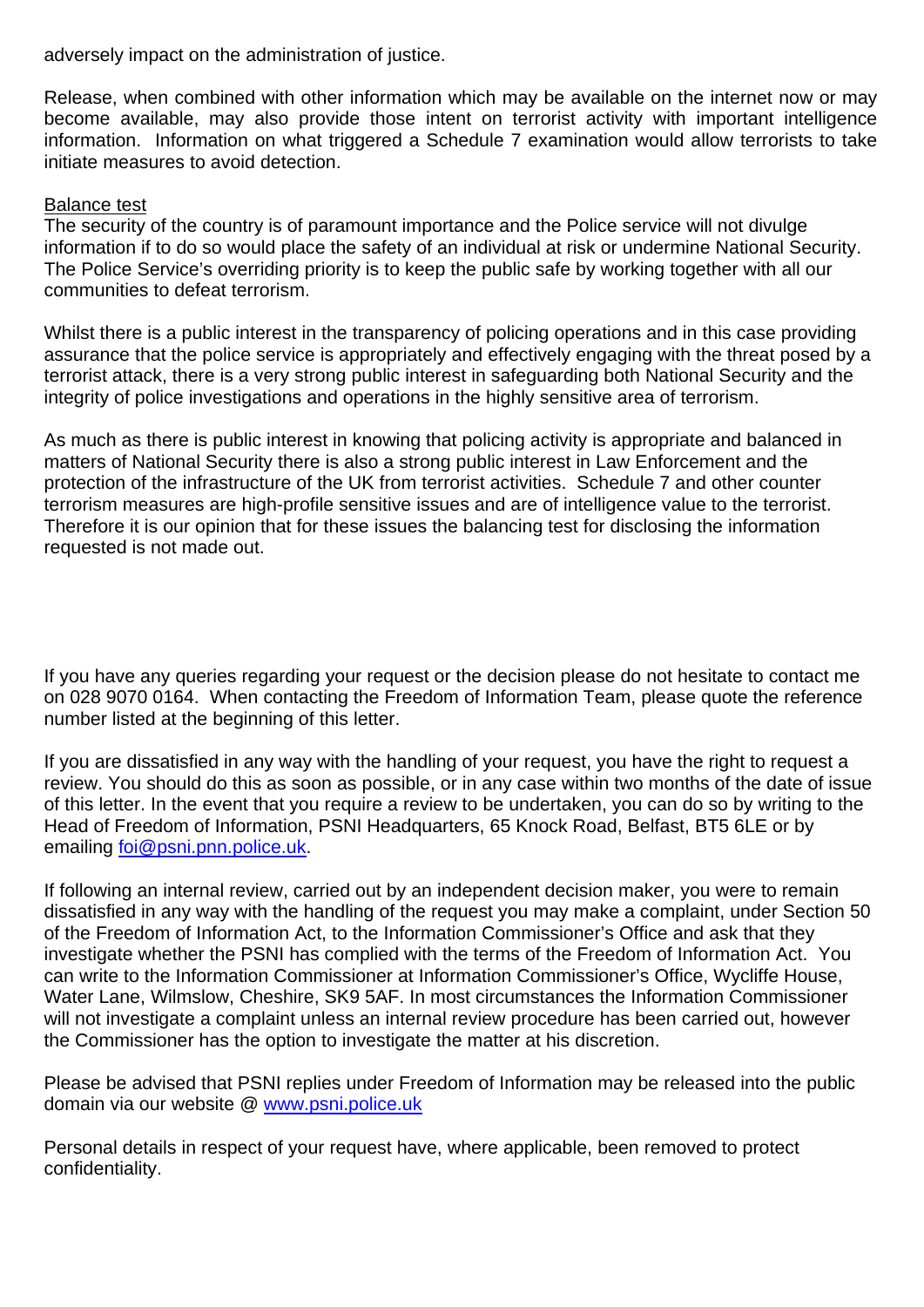adversely impact on the administration of justice.

Release, when combined with other information which may be available on the internet now or may become available, may also provide those intent on terrorist activity with important intelligence information. Information on what triggered a Schedule 7 examination would allow terrorists to take initiate measures to avoid detection.

Balance test

The security of the country is of paramount importance and the Police service will not divulge information if to do so would place the safety of an individual at risk or undermine National Security. The Police Service's overriding priority is to keep the public safe by working together with all our communities to defeat terrorism.

Whilst there is a public interest in the transparency of policing operations and in this case providing assurance that the police service is appropriately and effectively engaging with the threat posed by a terrorist attack, there is a very strong public interest in safeguarding both National Security and the integrity of police investigations and operations in the highly sensitive area of terrorism.

As much as there is public interest in knowing that policing activity is appropriate and balanced in matters of National Security there is also a strong public interest in Law Enforcement and the protection of the infrastructure of the UK from terrorist activities. Schedule 7 and other counter terrorism measures are high-profile sensitive issues and are of intelligence value to the terrorist. Therefore it is our opinion that for these issues the balancing test for disclosing the information requested is not made out.

If you have any queries regarding your request or the decision please do not hesitate to contact me on 028 9070 0164. When contacting the Freedom of Information Team, please quote the reference number listed at the beginning of this letter.

If you are dissatisfied in any way with the handling of your request, you have the right to request a review. You should do this as soon as possible, or in any case within two months of the date of issue of this letter. In the event that you require a review to be undertaken, you can do so by writing to the Head of Freedom of Information, PSNI Headquarters, 65 Knock Road, Belfast, BT5 6LE or by emailing foi@psni.pnn.police.uk.

If following an internal review, carried out by an independent decision maker, you were to remain dissatisfied in any way with the handling of the request you may make a complaint, under Section 50 of the Freedom of Information Act, to the Information Commissioner's Office and ask that they investigate whether the PSNI has complied with the terms of the Freedom of Information Act. You can write to the Information Commissioner at Information Commissioner's Office, Wycliffe House, Water Lane, Wilmslow, Cheshire, SK9 5AF. In most circumstances the Information Commissioner will not investigate a complaint unless an internal review procedure has been carried out, however the Commissioner has the option to investigate the matter at his discretion.

Please be advised that PSNI replies under Freedom of Information may be released into the public domain via our website @ www.psni.police.uk

Personal details in respect of your request have, where applicable, been removed to protect confidentiality.